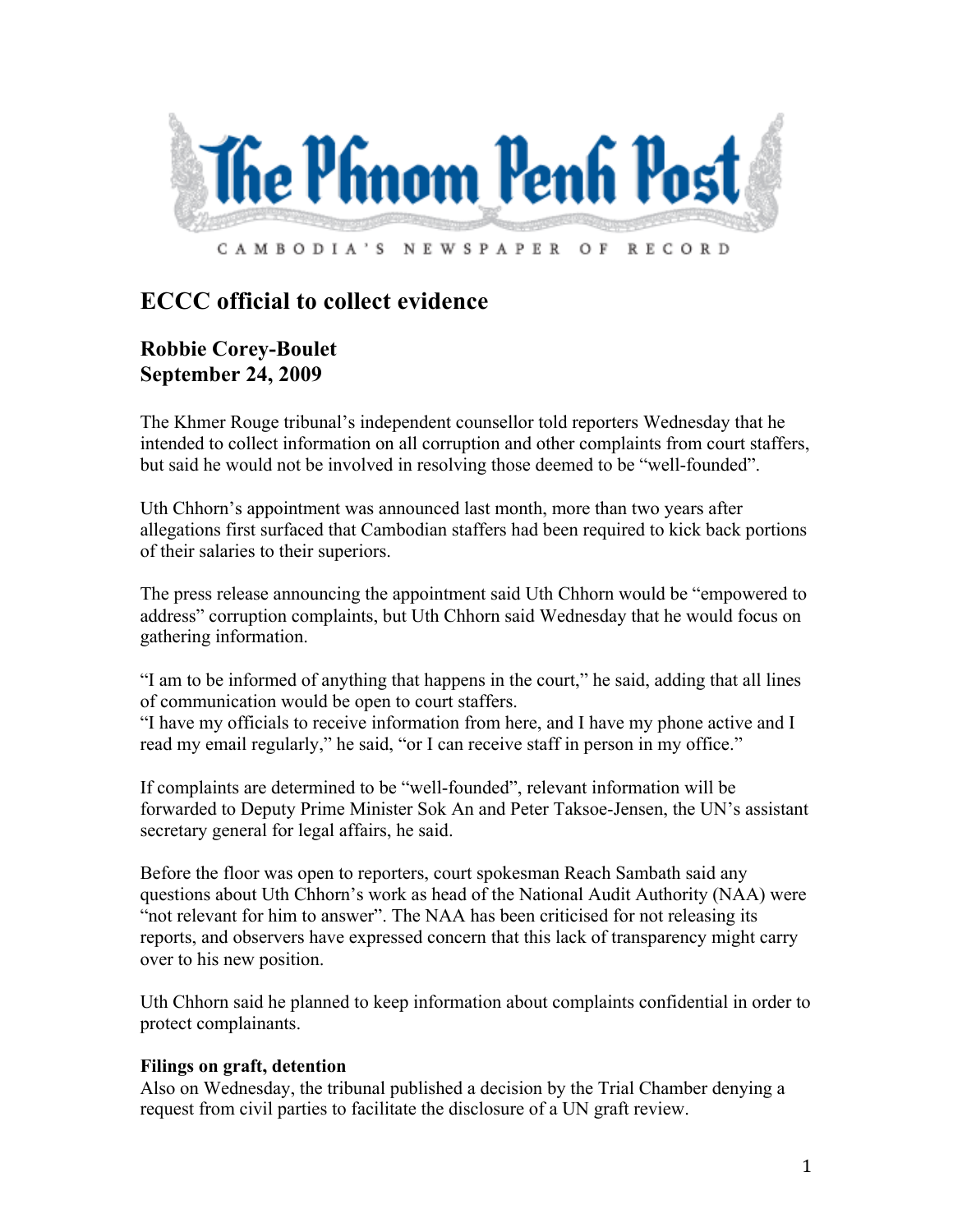# The Phnom Penh Post

CAMBODIA'S NEWSPAPER OF RECORD

## ECCC official to collect evidence

### Robbie Corey-Boulet
### September 24, 2009

The Khmer Rouge tribunal's independent counsellor told reporters Wednesday that he intended to collect information on all corruption and other complaints from court staffers, but said he would not be involved in resolving those deemed to be "well-founded".

Uth Chhorn's appointment was announced last month, more than two years after allegations first surfaced that Cambodian staffers had been required to kick back portions of their salaries to their superiors.

The press release announcing the appointment said Uth Chhorn would be "empowered to address" corruption complaints, but Uth Chhorn said Wednesday that he would focus on gathering information.

"I am to be informed of anything that happens in the court," he said, adding that all lines of communication would be open to court staffers.
"I have my officials to receive information from here, and I have my phone active and I read my email regularly," he said, "or I can receive staff in person in my office."

If complaints are determined to be "well-founded", relevant information will be forwarded to Deputy Prime Minister Sok An and Peter Taksoe-Jensen, the UN's assistant secretary general for legal affairs, he said.

Before the floor was open to reporters, court spokesman Reach Sambath said any questions about Uth Chhorn's work as head of the National Audit Authority (NAA) were "not relevant for him to answer". The NAA has been criticised for not releasing its reports, and observers have expressed concern that this lack of transparency might carry over to his new position.

Uth Chhorn said he planned to keep information about complaints confidential in order to protect complainants.

**Filings on graft, detention**
Also on Wednesday, the tribunal published a decision by the Trial Chamber denying a request from civil parties to facilitate the disclosure of a UN graft review.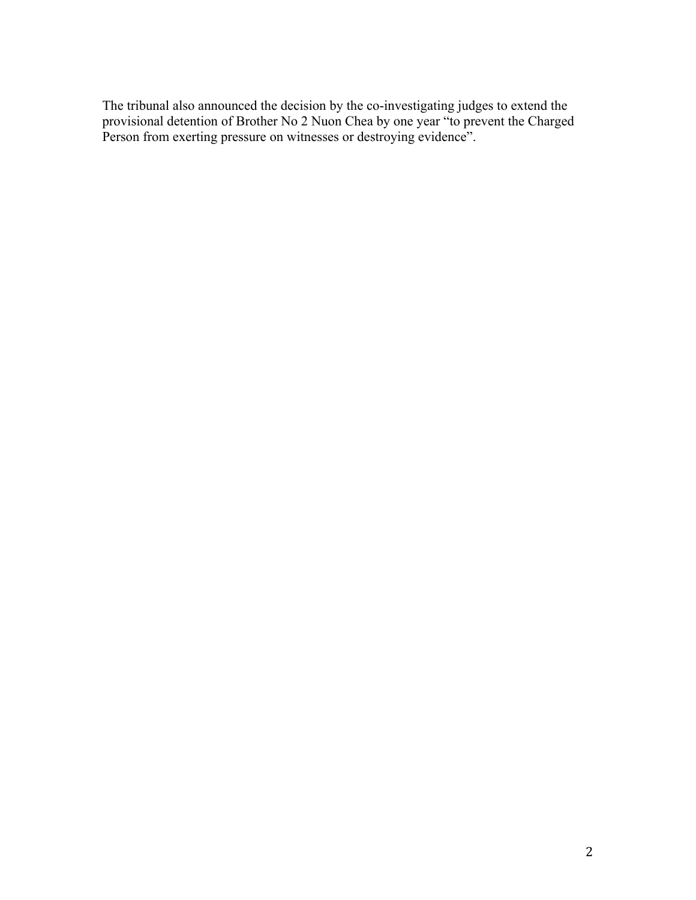The tribunal also announced the decision by the co-investigating judges to extend the provisional detention of Brother No 2 Nuon Chea by one year "to prevent the Charged Person from exerting pressure on witnesses or destroying evidence".